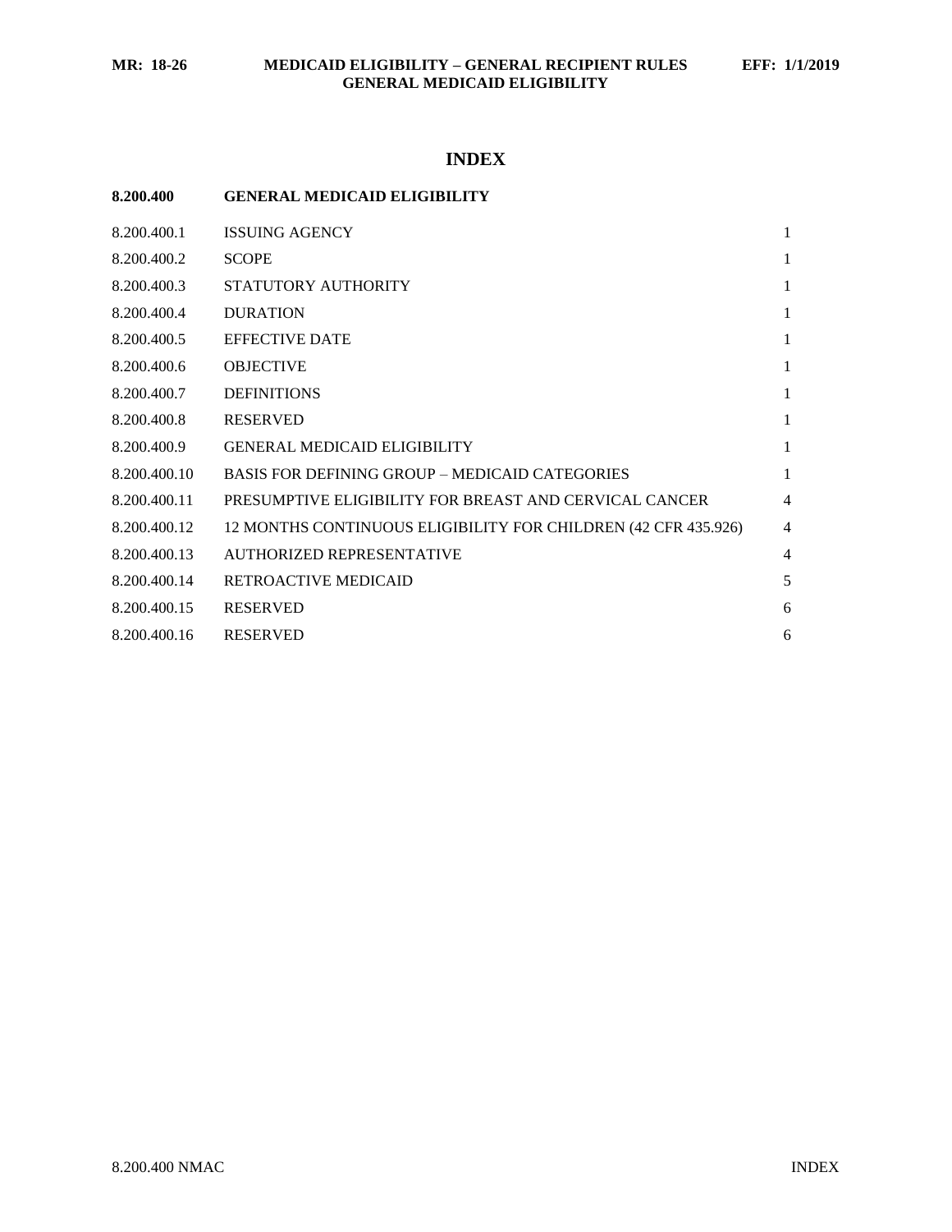# INDEX

## 8.200.400 GENERAL MEDICAID ELIGIBILITY

| | | |
|---|---|---|
| 8.200.400.1 | ISSUING AGENCY | 1 |
| 8.200.400.2 | SCOPE | 1 |
| 8.200.400.3 | STATUTORY AUTHORITY | 1 |
| 8.200.400.4 | DURATION | 1 |
| 8.200.400.5 | EFFECTIVE DATE | 1 |
| 8.200.400.6 | OBJECTIVE | 1 |
| 8.200.400.7 | DEFINITIONS | 1 |
| 8.200.400.8 | RESERVED | 1 |
| 8.200.400.9 | GENERAL MEDICAID ELIGIBILITY | 1 |
| 8.200.400.10 | BASIS FOR DEFINING GROUP – MEDICAID CATEGORIES | 1 |
| 8.200.400.11 | PRESUMPTIVE ELIGIBILITY FOR BREAST AND CERVICAL CANCER | 4 |
| 8.200.400.12 | 12 MONTHS CONTINUOUS ELIGIBILITY FOR CHILDREN (42 CFR 435.926) | 4 |
| 8.200.400.13 | AUTHORIZED REPRESENTATIVE | 4 |
| 8.200.400.14 | RETROACTIVE MEDICAID | 5 |
| 8.200.400.15 | RESERVED | 6 |
| 8.200.400.16 | RESERVED | 6 |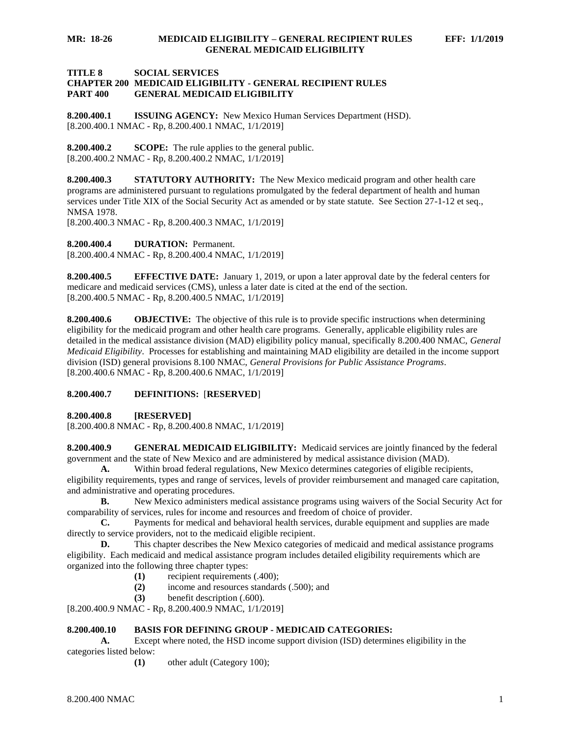**TITLE 8 SOCIAL SERVICES**
**CHAPTER 200 MEDICAID ELIGIBILITY - GENERAL RECIPIENT RULES**
**PART 400 GENERAL MEDICAID ELIGIBILITY**

**8.200.400.1 ISSUING AGENCY:** New Mexico Human Services Department (HSD).
[8.200.400.1 NMAC - Rp, 8.200.400.1 NMAC, 1/1/2019]

**8.200.400.2 SCOPE:** The rule applies to the general public.
[8.200.400.2 NMAC - Rp, 8.200.400.2 NMAC, 1/1/2019]

**8.200.400.3 STATUTORY AUTHORITY:** The New Mexico medicaid program and other health care programs are administered pursuant to regulations promulgated by the federal department of health and human services under Title XIX of the Social Security Act as amended or by state statute. See Section 27-1-12 et seq., NMSA 1978.
[8.200.400.3 NMAC - Rp, 8.200.400.3 NMAC, 1/1/2019]

**8.200.400.4 DURATION:** Permanent.
[8.200.400.4 NMAC - Rp, 8.200.400.4 NMAC, 1/1/2019]

**8.200.400.5 EFFECTIVE DATE:** January 1, 2019, or upon a later approval date by the federal centers for medicare and medicaid services (CMS), unless a later date is cited at the end of the section.
[8.200.400.5 NMAC - Rp, 8.200.400.5 NMAC, 1/1/2019]

**8.200.400.6 OBJECTIVE:** The objective of this rule is to provide specific instructions when determining eligibility for the medicaid program and other health care programs. Generally, applicable eligibility rules are detailed in the medical assistance division (MAD) eligibility policy manual, specifically 8.200.400 NMAC, *General Medicaid Eligibility*. Processes for establishing and maintaining MAD eligibility are detailed in the income support division (ISD) general provisions 8.100 NMAC, *General Provisions for Public Assistance Programs*.
[8.200.400.6 NMAC - Rp, 8.200.400.6 NMAC, 1/1/2019]

**8.200.400.7 DEFINITIONS:** [**RESERVED**]

**8.200.400.8 [RESERVED]**
[8.200.400.8 NMAC - Rp, 8.200.400.8 NMAC, 1/1/2019]

**8.200.400.9 GENERAL MEDICAID ELIGIBILITY:** Medicaid services are jointly financed by the federal government and the state of New Mexico and are administered by medical assistance division (MAD).

**A.** Within broad federal regulations, New Mexico determines categories of eligible recipients, eligibility requirements, types and range of services, levels of provider reimbursement and managed care capitation, and administrative and operating procedures.

**B.** New Mexico administers medical assistance programs using waivers of the Social Security Act for comparability of services, rules for income and resources and freedom of choice of provider.

**C.** Payments for medical and behavioral health services, durable equipment and supplies are made directly to service providers, not to the medicaid eligible recipient.

**D.** This chapter describes the New Mexico categories of medicaid and medical assistance programs eligibility. Each medicaid and medical assistance program includes detailed eligibility requirements which are organized into the following three chapter types:

**(1)** recipient requirements (.400);
**(2)** income and resources standards (.500); and
**(3)** benefit description (.600).

[8.200.400.9 NMAC - Rp, 8.200.400.9 NMAC, 1/1/2019]

**8.200.400.10 BASIS FOR DEFINING GROUP - MEDICAID CATEGORIES:**

**A.** Except where noted, the HSD income support division (ISD) determines eligibility in the categories listed below:

**(1)** other adult (Category 100);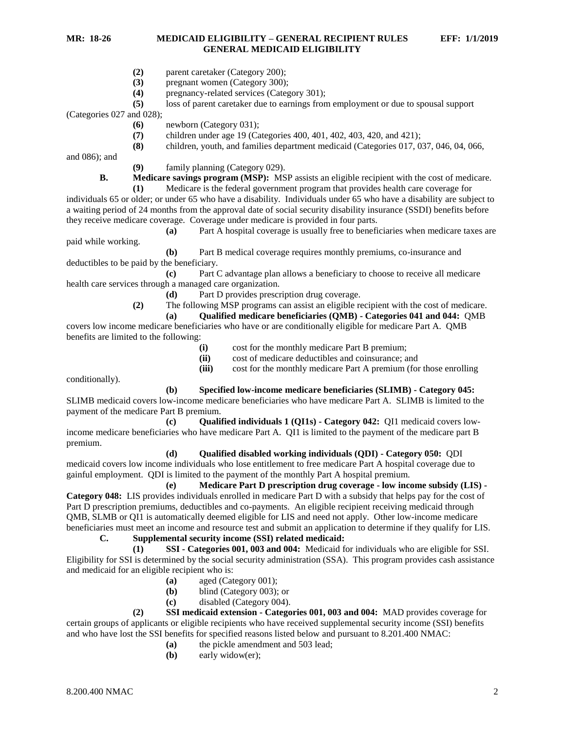**(2)** parent caretaker (Category 200);

**(3)** pregnant women (Category 300);

**(4)** pregnancy-related services (Category 301);

**(5)** loss of parent caretaker due to earnings from employment or due to spousal support (Categories 027 and 028);

**(6)** newborn (Category 031);

**(7)** children under age 19 (Categories 400, 401, 402, 403, 420, and 421);

**(8)** children, youth, and families department medicaid (Categories 017, 037, 046, 04, 066, and 086); and

**(9)** family planning (Category 029).

**B. Medicare savings program (MSP):** MSP assists an eligible recipient with the cost of medicare.

**(1)** Medicare is the federal government program that provides health care coverage for individuals 65 or older; or under 65 who have a disability. Individuals under 65 who have a disability are subject to a waiting period of 24 months from the approval date of social security disability insurance (SSDI) benefits before they receive medicare coverage. Coverage under medicare is provided in four parts.

**(a)** Part A hospital coverage is usually free to beneficiaries when medicare taxes are paid while working.

**(b)** Part B medical coverage requires monthly premiums, co-insurance and deductibles to be paid by the beneficiary.

**(c)** Part C advantage plan allows a beneficiary to choose to receive all medicare health care services through a managed care organization.

**(d)** Part D provides prescription drug coverage.

**(2)** The following MSP programs can assist an eligible recipient with the cost of medicare.

**(a) Qualified medicare beneficiaries (QMB) - Categories 041 and 044:** QMB covers low income medicare beneficiaries who have or are conditionally eligible for medicare Part A. QMB benefits are limited to the following:

**(i)** cost for the monthly medicare Part B premium;

**(ii)** cost of medicare deductibles and coinsurance; and

**(iii)** cost for the monthly medicare Part A premium (for those enrolling conditionally).

**(b) Specified low-income medicare beneficiaries (SLIMB) - Category 045:** SLIMB medicaid covers low-income medicare beneficiaries who have medicare Part A. SLIMB is limited to the payment of the medicare Part B premium.

**(c) Qualified individuals 1 (QI1s) - Category 042:** QI1 medicaid covers low-income medicare beneficiaries who have medicare Part A. QI1 is limited to the payment of the medicare part B premium.

**(d) Qualified disabled working individuals (QDI) - Category 050:** QDI medicaid covers low income individuals who lose entitlement to free medicare Part A hospital coverage due to gainful employment. QDI is limited to the payment of the monthly Part A hospital premium.

**(e) Medicare Part D prescription drug coverage - low income subsidy (LIS) - Category 048:** LIS provides individuals enrolled in medicare Part D with a subsidy that helps pay for the cost of Part D prescription premiums, deductibles and co-payments. An eligible recipient receiving medicaid through QMB, SLMB or QI1 is automatically deemed eligible for LIS and need not apply. Other low-income medicare beneficiaries must meet an income and resource test and submit an application to determine if they qualify for LIS.

**C. Supplemental security income (SSI) related medicaid:**

**(1) SSI - Categories 001, 003 and 004:** Medicaid for individuals who are eligible for SSI. Eligibility for SSI is determined by the social security administration (SSA). This program provides cash assistance and medicaid for an eligible recipient who is:

**(a)** aged (Category 001);

**(b)** blind (Category 003); or

**(c)** disabled (Category 004).

**(2) SSI medicaid extension - Categories 001, 003 and 004:** MAD provides coverage for certain groups of applicants or eligible recipients who have received supplemental security income (SSI) benefits and who have lost the SSI benefits for specified reasons listed below and pursuant to 8.201.400 NMAC:

**(a)** the pickle amendment and 503 lead;

**(b)** early widow(er);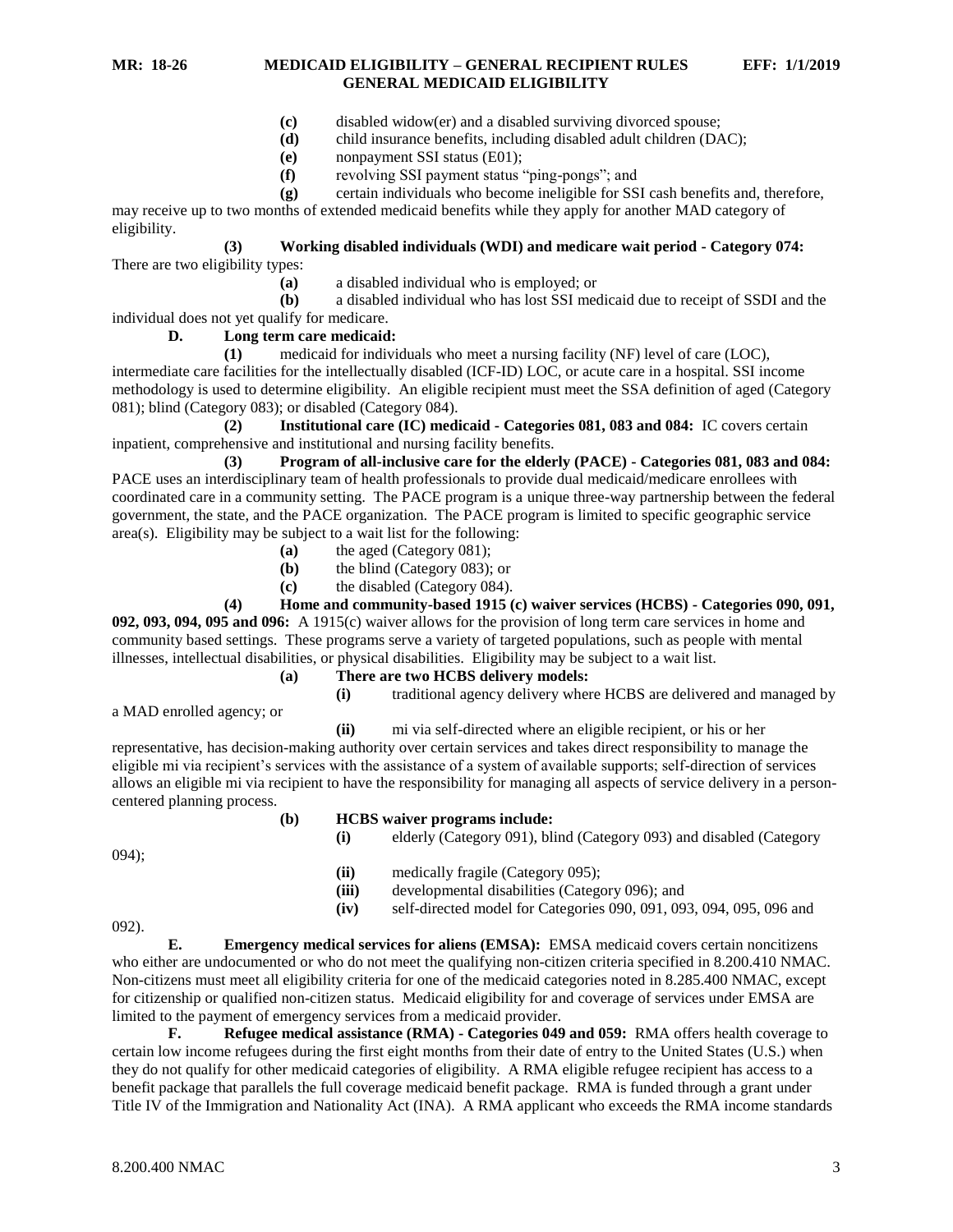**(c)** disabled widow(er) and a disabled surviving divorced spouse;

**(d)** child insurance benefits, including disabled adult children (DAC);

**(e)** nonpayment SSI status (E01);

**(f)** revolving SSI payment status "ping-pongs"; and

**(g)** certain individuals who become ineligible for SSI cash benefits and, therefore, may receive up to two months of extended medicaid benefits while they apply for another MAD category of eligibility.

**(3) Working disabled individuals (WDI) and medicare wait period - Category 074:** There are two eligibility types:

**(a)** a disabled individual who is employed; or

**(b)** a disabled individual who has lost SSI medicaid due to receipt of SSDI and the individual does not yet qualify for medicare.

**D. Long term care medicaid:**

**(1)** medicaid for individuals who meet a nursing facility (NF) level of care (LOC), intermediate care facilities for the intellectually disabled (ICF-ID) LOC, or acute care in a hospital. SSI income methodology is used to determine eligibility. An eligible recipient must meet the SSA definition of aged (Category 081); blind (Category 083); or disabled (Category 084).

**(2) Institutional care (IC) medicaid - Categories 081, 083 and 084:** IC covers certain inpatient, comprehensive and institutional and nursing facility benefits.

**(3) Program of all-inclusive care for the elderly (PACE) - Categories 081, 083 and 084:** PACE uses an interdisciplinary team of health professionals to provide dual medicaid/medicare enrollees with coordinated care in a community setting. The PACE program is a unique three-way partnership between the federal government, the state, and the PACE organization. The PACE program is limited to specific geographic service area(s). Eligibility may be subject to a wait list for the following:

**(a)** the aged (Category 081);

**(b)** the blind (Category 083); or

**(c)** the disabled (Category 084).

**(4) Home and community-based 1915 (c) waiver services (HCBS) - Categories 090, 091, 092, 093, 094, 095 and 096:** A 1915(c) waiver allows for the provision of long term care services in home and community based settings. These programs serve a variety of targeted populations, such as people with mental illnesses, intellectual disabilities, or physical disabilities. Eligibility may be subject to a wait list.

**(a) There are two HCBS delivery models:**

**(i)** traditional agency delivery where HCBS are delivered and managed by a MAD enrolled agency; or

**(ii)** mi via self-directed where an eligible recipient, or his or her representative, has decision-making authority over certain services and takes direct responsibility to manage the eligible mi via recipient's services with the assistance of a system of available supports; self-direction of services allows an eligible mi via recipient to have the responsibility for managing all aspects of service delivery in a person-centered planning process.

**(b) HCBS waiver programs include:**

**(i)** elderly (Category 091), blind (Category 093) and disabled (Category 094);

**(ii)** medically fragile (Category 095);

**(iii)** developmental disabilities (Category 096); and

**(iv)** self-directed model for Categories 090, 091, 093, 094, 095, 096 and 092).

**E. Emergency medical services for aliens (EMSA):** EMSA medicaid covers certain noncitizens who either are undocumented or who do not meet the qualifying non-citizen criteria specified in 8.200.410 NMAC. Non-citizens must meet all eligibility criteria for one of the medicaid categories noted in 8.285.400 NMAC, except for citizenship or qualified non-citizen status. Medicaid eligibility for and coverage of services under EMSA are limited to the payment of emergency services from a medicaid provider.

**F. Refugee medical assistance (RMA) - Categories 049 and 059:** RMA offers health coverage to certain low income refugees during the first eight months from their date of entry to the United States (U.S.) when they do not qualify for other medicaid categories of eligibility. A RMA eligible refugee recipient has access to a benefit package that parallels the full coverage medicaid benefit package. RMA is funded through a grant under Title IV of the Immigration and Nationality Act (INA). A RMA applicant who exceeds the RMA income standards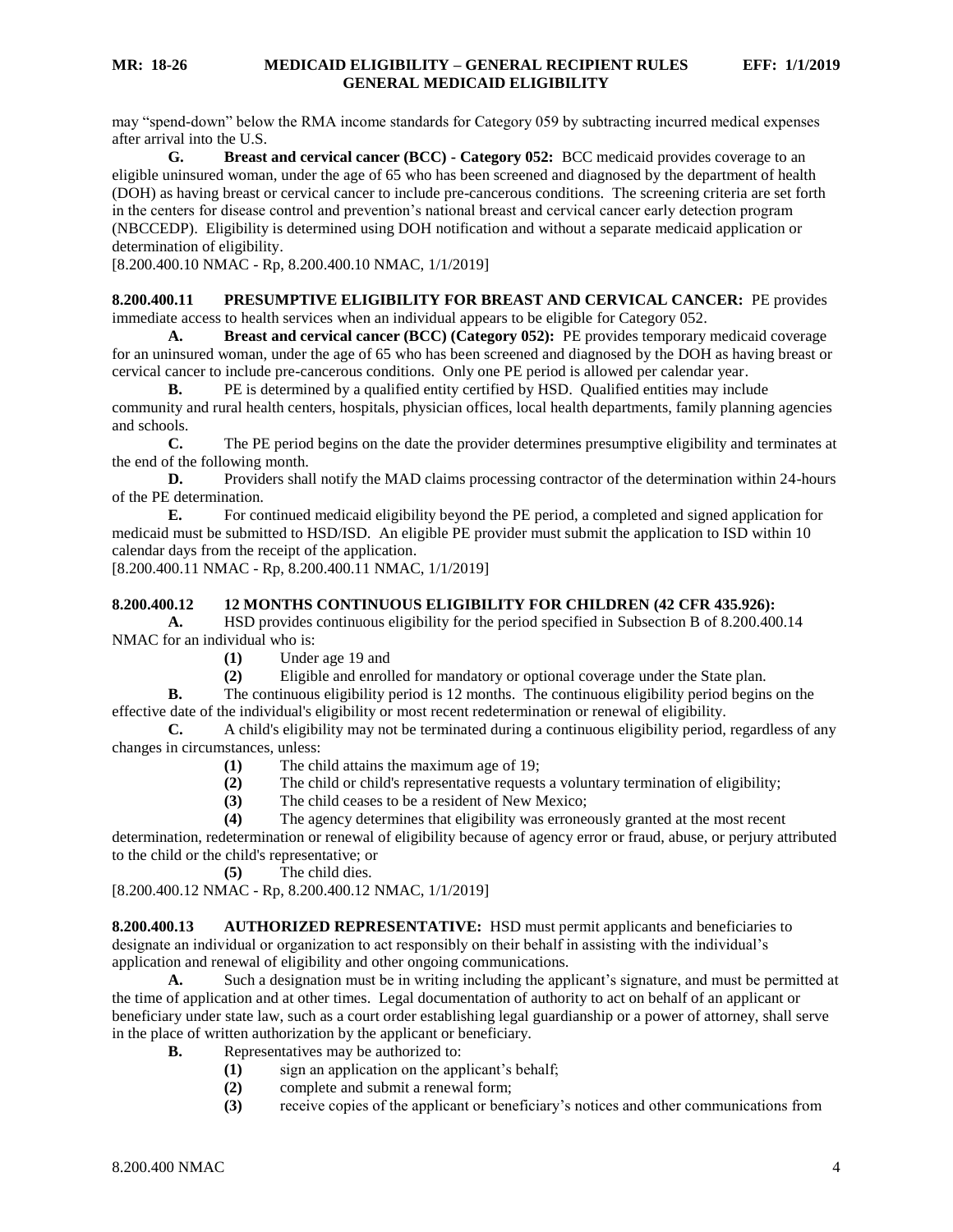may "spend-down" below the RMA income standards for Category 059 by subtracting incurred medical expenses after arrival into the U.S.

**G. Breast and cervical cancer (BCC) - Category 052:** BCC medicaid provides coverage to an eligible uninsured woman, under the age of 65 who has been screened and diagnosed by the department of health (DOH) as having breast or cervical cancer to include pre-cancerous conditions. The screening criteria are set forth in the centers for disease control and prevention's national breast and cervical cancer early detection program (NBCCEDP). Eligibility is determined using DOH notification and without a separate medicaid application or determination of eligibility.

[8.200.400.10 NMAC - Rp, 8.200.400.10 NMAC, 1/1/2019]

**8.200.400.11 PRESUMPTIVE ELIGIBILITY FOR BREAST AND CERVICAL CANCER:** PE provides immediate access to health services when an individual appears to be eligible for Category 052.

**A. Breast and cervical cancer (BCC) (Category 052):** PE provides temporary medicaid coverage for an uninsured woman, under the age of 65 who has been screened and diagnosed by the DOH as having breast or cervical cancer to include pre-cancerous conditions. Only one PE period is allowed per calendar year.

**B.** PE is determined by a qualified entity certified by HSD. Qualified entities may include community and rural health centers, hospitals, physician offices, local health departments, family planning agencies and schools.

**C.** The PE period begins on the date the provider determines presumptive eligibility and terminates at the end of the following month.

**D.** Providers shall notify the MAD claims processing contractor of the determination within 24-hours of the PE determination.

**E.** For continued medicaid eligibility beyond the PE period, a completed and signed application for medicaid must be submitted to HSD/ISD. An eligible PE provider must submit the application to ISD within 10 calendar days from the receipt of the application.

[8.200.400.11 NMAC - Rp, 8.200.400.11 NMAC, 1/1/2019]

**8.200.400.12 12 MONTHS CONTINUOUS ELIGIBILITY FOR CHILDREN (42 CFR 435.926):**

**A.** HSD provides continuous eligibility for the period specified in Subsection B of 8.200.400.14 NMAC for an individual who is:

**(1)** Under age 19 and

**(2)** Eligible and enrolled for mandatory or optional coverage under the State plan.

**B.** The continuous eligibility period is 12 months. The continuous eligibility period begins on the effective date of the individual's eligibility or most recent redetermination or renewal of eligibility.

**C.** A child's eligibility may not be terminated during a continuous eligibility period, regardless of any changes in circumstances, unless:

**(1)** The child attains the maximum age of 19;

**(2)** The child or child's representative requests a voluntary termination of eligibility;

**(3)** The child ceases to be a resident of New Mexico;

**(4)** The agency determines that eligibility was erroneously granted at the most recent determination, redetermination or renewal of eligibility because of agency error or fraud, abuse, or perjury attributed to the child or the child's representative; or

**(5)** The child dies.

[8.200.400.12 NMAC - Rp, 8.200.400.12 NMAC, 1/1/2019]

**8.200.400.13 AUTHORIZED REPRESENTATIVE:** HSD must permit applicants and beneficiaries to designate an individual or organization to act responsibly on their behalf in assisting with the individual's application and renewal of eligibility and other ongoing communications.

**A.** Such a designation must be in writing including the applicant's signature, and must be permitted at the time of application and at other times. Legal documentation of authority to act on behalf of an applicant or beneficiary under state law, such as a court order establishing legal guardianship or a power of attorney, shall serve in the place of written authorization by the applicant or beneficiary.

**B.** Representatives may be authorized to:

**(1)** sign an application on the applicant's behalf;

**(2)** complete and submit a renewal form;

**(3)** receive copies of the applicant or beneficiary's notices and other communications from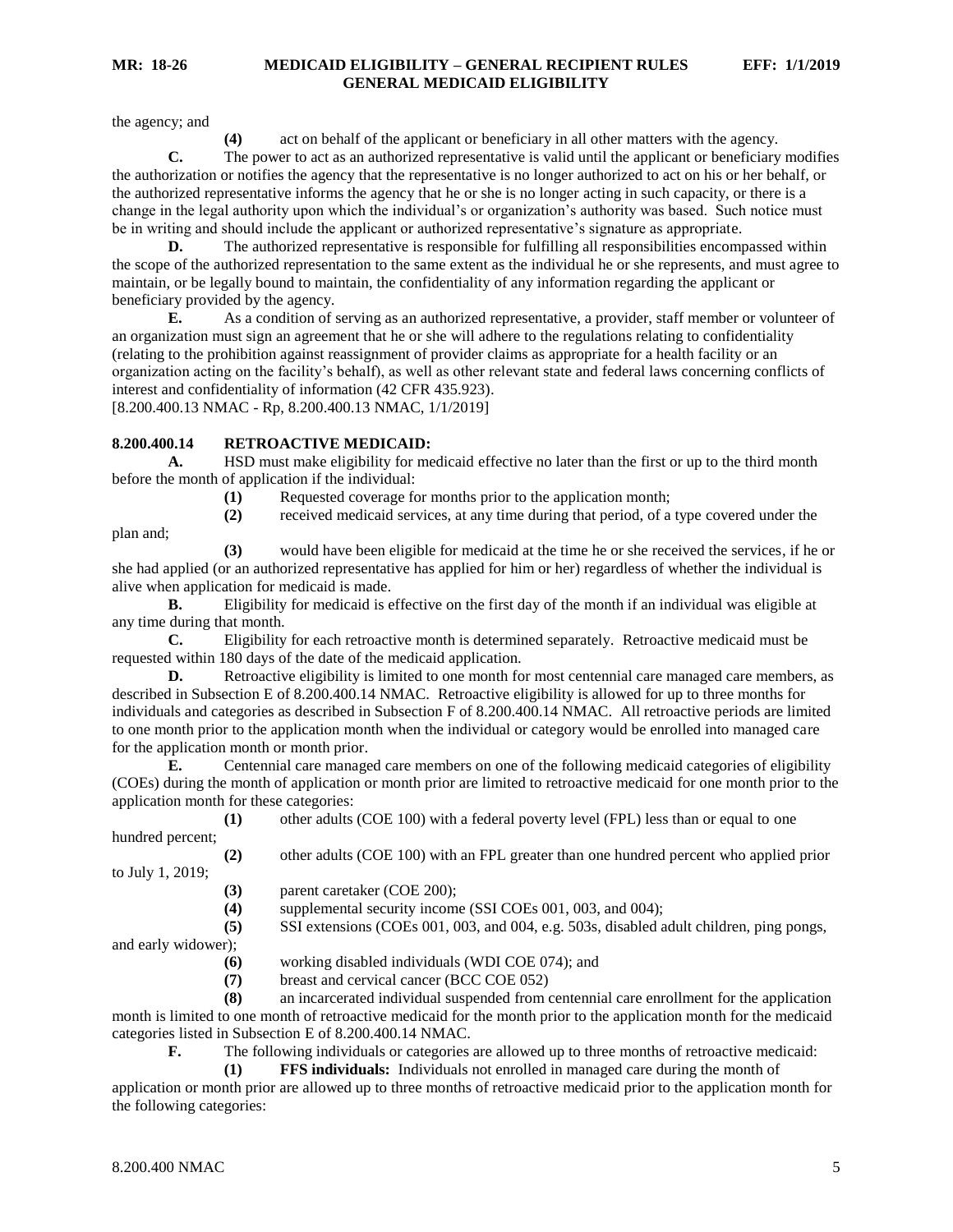the agency; and

**(4)** act on behalf of the applicant or beneficiary in all other matters with the agency.

**C.** The power to act as an authorized representative is valid until the applicant or beneficiary modifies the authorization or notifies the agency that the representative is no longer authorized to act on his or her behalf, or the authorized representative informs the agency that he or she is no longer acting in such capacity, or there is a change in the legal authority upon which the individual's or organization's authority was based. Such notice must be in writing and should include the applicant or authorized representative's signature as appropriate.

**D.** The authorized representative is responsible for fulfilling all responsibilities encompassed within the scope of the authorized representation to the same extent as the individual he or she represents, and must agree to maintain, or be legally bound to maintain, the confidentiality of any information regarding the applicant or beneficiary provided by the agency.

**E.** As a condition of serving as an authorized representative, a provider, staff member or volunteer of an organization must sign an agreement that he or she will adhere to the regulations relating to confidentiality (relating to the prohibition against reassignment of provider claims as appropriate for a health facility or an organization acting on the facility's behalf), as well as other relevant state and federal laws concerning conflicts of interest and confidentiality of information (42 CFR 435.923).

[8.200.400.13 NMAC - Rp, 8.200.400.13 NMAC, 1/1/2019]

**8.200.400.14 RETROACTIVE MEDICAID:**

**A.** HSD must make eligibility for medicaid effective no later than the first or up to the third month before the month of application if the individual:

**(1)** Requested coverage for months prior to the application month;

**(2)** received medicaid services, at any time during that period, of a type covered under the plan and;

**(3)** would have been eligible for medicaid at the time he or she received the services, if he or she had applied (or an authorized representative has applied for him or her) regardless of whether the individual is alive when application for medicaid is made.

**B.** Eligibility for medicaid is effective on the first day of the month if an individual was eligible at any time during that month.

**C.** Eligibility for each retroactive month is determined separately. Retroactive medicaid must be requested within 180 days of the date of the medicaid application.

**D.** Retroactive eligibility is limited to one month for most centennial care managed care members, as described in Subsection E of 8.200.400.14 NMAC. Retroactive eligibility is allowed for up to three months for individuals and categories as described in Subsection F of 8.200.400.14 NMAC. All retroactive periods are limited to one month prior to the application month when the individual or category would be enrolled into managed care for the application month or month prior.

**E.** Centennial care managed care members on one of the following medicaid categories of eligibility (COEs) during the month of application or month prior are limited to retroactive medicaid for one month prior to the application month for these categories:

**(1)** other adults (COE 100) with a federal poverty level (FPL) less than or equal to one hundred percent;

**(2)** other adults (COE 100) with an FPL greater than one hundred percent who applied prior to July 1, 2019;

**(3)** parent caretaker (COE 200);

**(4)** supplemental security income (SSI COEs 001, 003, and 004);

**(5)** SSI extensions (COEs 001, 003, and 004, e.g. 503s, disabled adult children, ping pongs, and early widower);

**(6)** working disabled individuals (WDI COE 074); and

**(7)** breast and cervical cancer (BCC COE 052)

**(8)** an incarcerated individual suspended from centennial care enrollment for the application month is limited to one month of retroactive medicaid for the month prior to the application month for the medicaid categories listed in Subsection E of 8.200.400.14 NMAC.

**F.** The following individuals or categories are allowed up to three months of retroactive medicaid:

**(1) FFS individuals:** Individuals not enrolled in managed care during the month of application or month prior are allowed up to three months of retroactive medicaid prior to the application month for the following categories: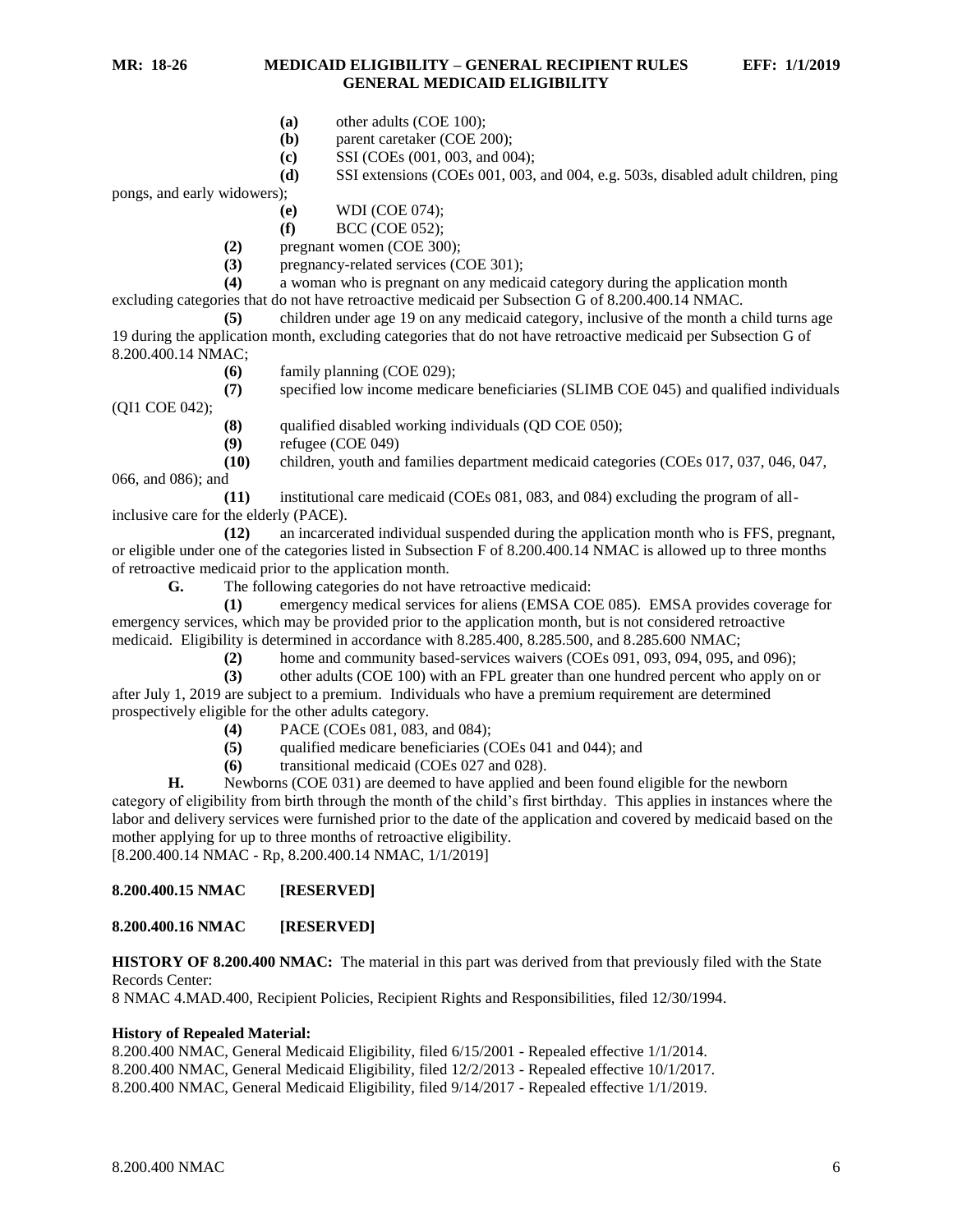**(a)** other adults (COE 100);

**(b)** parent caretaker (COE 200);

**(c)** SSI (COEs (001, 003, and 004);

**(d)** SSI extensions (COEs 001, 003, and 004, e.g. 503s, disabled adult children, ping pongs, and early widowers);

**(e)** WDI (COE 074);

**(f)** BCC (COE 052);

**(2)** pregnant women (COE 300);

**(3)** pregnancy-related services (COE 301);

**(4)** a woman who is pregnant on any medicaid category during the application month excluding categories that do not have retroactive medicaid per Subsection G of 8.200.400.14 NMAC.

**(5)** children under age 19 on any medicaid category, inclusive of the month a child turns age 19 during the application month, excluding categories that do not have retroactive medicaid per Subsection G of 8.200.400.14 NMAC;

**(6)** family planning (COE 029);

**(7)** specified low income medicare beneficiaries (SLIMB COE 045) and qualified individuals (QI1 COE 042);

**(8)** qualified disabled working individuals (QD COE 050);

**(9)** refugee (COE 049)

**(10)** children, youth and families department medicaid categories (COEs 017, 037, 046, 047, 066, and 086); and

**(11)** institutional care medicaid (COEs 081, 083, and 084) excluding the program of all-inclusive care for the elderly (PACE).

**(12)** an incarcerated individual suspended during the application month who is FFS, pregnant, or eligible under one of the categories listed in Subsection F of 8.200.400.14 NMAC is allowed up to three months of retroactive medicaid prior to the application month.

**G.** The following categories do not have retroactive medicaid:

**(1)** emergency medical services for aliens (EMSA COE 085). EMSA provides coverage for emergency services, which may be provided prior to the application month, but is not considered retroactive medicaid. Eligibility is determined in accordance with 8.285.400, 8.285.500, and 8.285.600 NMAC;

**(2)** home and community based-services waivers (COEs 091, 093, 094, 095, and 096);

**(3)** other adults (COE 100) with an FPL greater than one hundred percent who apply on or after July 1, 2019 are subject to a premium. Individuals who have a premium requirement are determined prospectively eligible for the other adults category.

**(4)** PACE (COEs 081, 083, and 084);

**(5)** qualified medicare beneficiaries (COEs 041 and 044); and

**(6)** transitional medicaid (COEs 027 and 028).

**H.** Newborns (COE 031) are deemed to have applied and been found eligible for the newborn category of eligibility from birth through the month of the child's first birthday. This applies in instances where the labor and delivery services were furnished prior to the date of the application and covered by medicaid based on the mother applying for up to three months of retroactive eligibility.

[8.200.400.14 NMAC - Rp, 8.200.400.14 NMAC, 1/1/2019]

**8.200.400.15 NMAC [RESERVED]**

**8.200.400.16 NMAC [RESERVED]**

**HISTORY OF 8.200.400 NMAC:** The material in this part was derived from that previously filed with the State Records Center:

8 NMAC 4.MAD.400, Recipient Policies, Recipient Rights and Responsibilities, filed 12/30/1994.

**History of Repealed Material:**

8.200.400 NMAC, General Medicaid Eligibility, filed 6/15/2001 - Repealed effective 1/1/2014.

8.200.400 NMAC, General Medicaid Eligibility, filed 12/2/2013 - Repealed effective 10/1/2017.

8.200.400 NMAC, General Medicaid Eligibility, filed 9/14/2017 - Repealed effective 1/1/2019.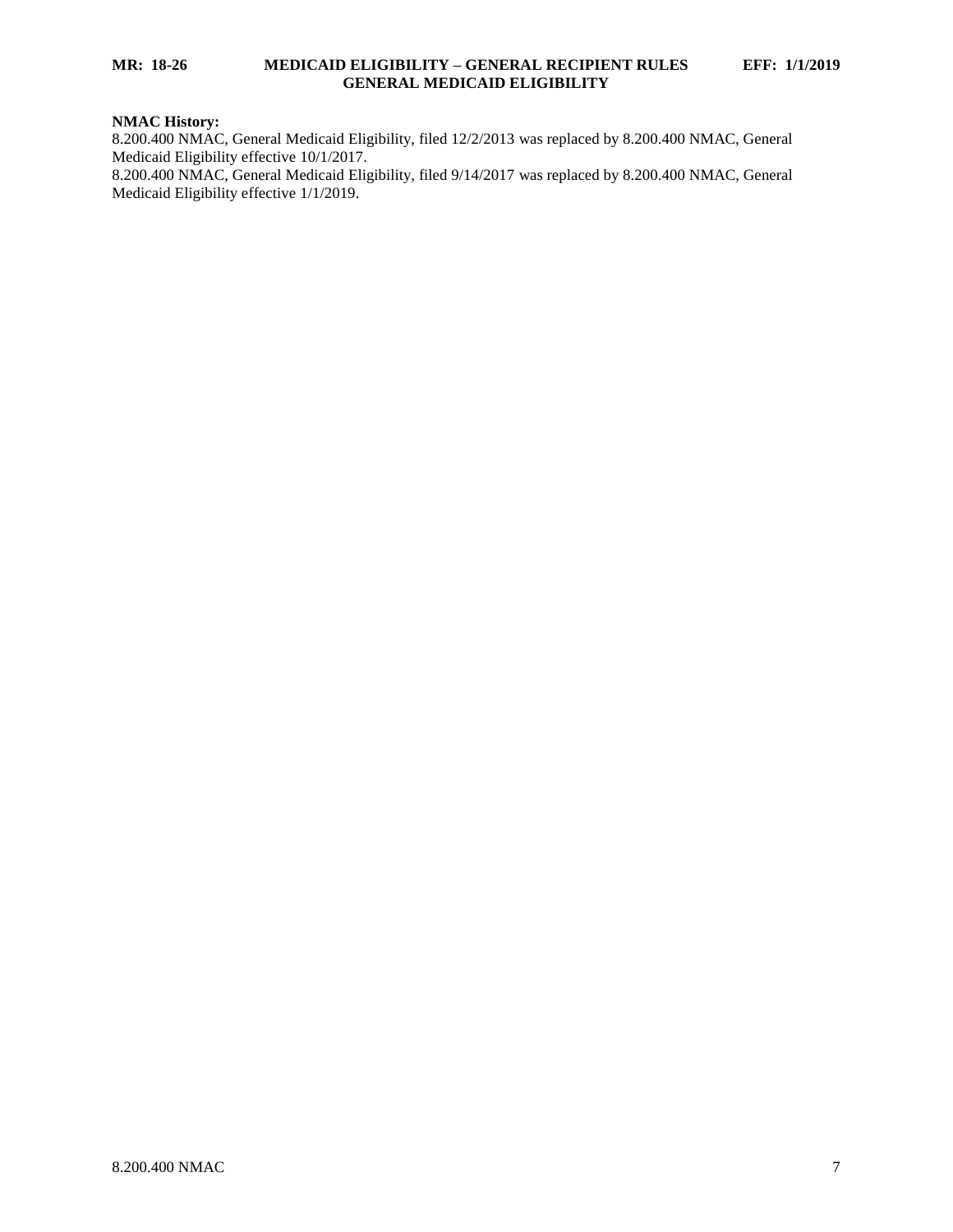**NMAC History:**

8.200.400 NMAC, General Medicaid Eligibility, filed 12/2/2013 was replaced by 8.200.400 NMAC, General Medicaid Eligibility effective 10/1/2017.

8.200.400 NMAC, General Medicaid Eligibility, filed 9/14/2017 was replaced by 8.200.400 NMAC, General Medicaid Eligibility effective 1/1/2019.